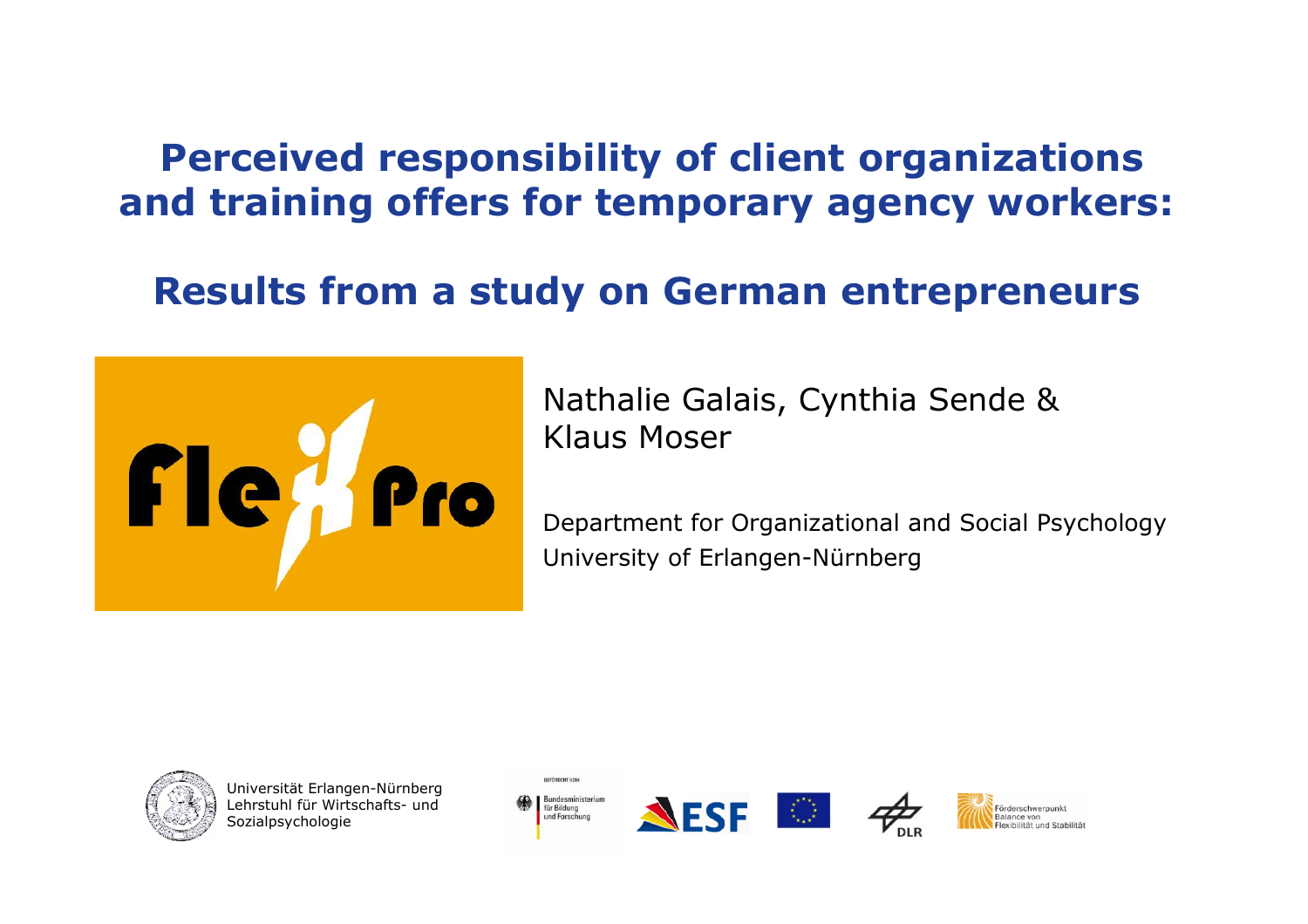# Perceived responsibility of client organizations and training offers for temporary agency workers:

## Results from a study on German entrepreneurs

Nathalie Galais, Cynthia Sende & Klaus Moser

Department for Organizational and Social Psychology
University of Erlangen-Nürnberg

Universität Erlangen-Nürnberg
Lehrstuhl für Wirtschafts- und Sozialpsychologie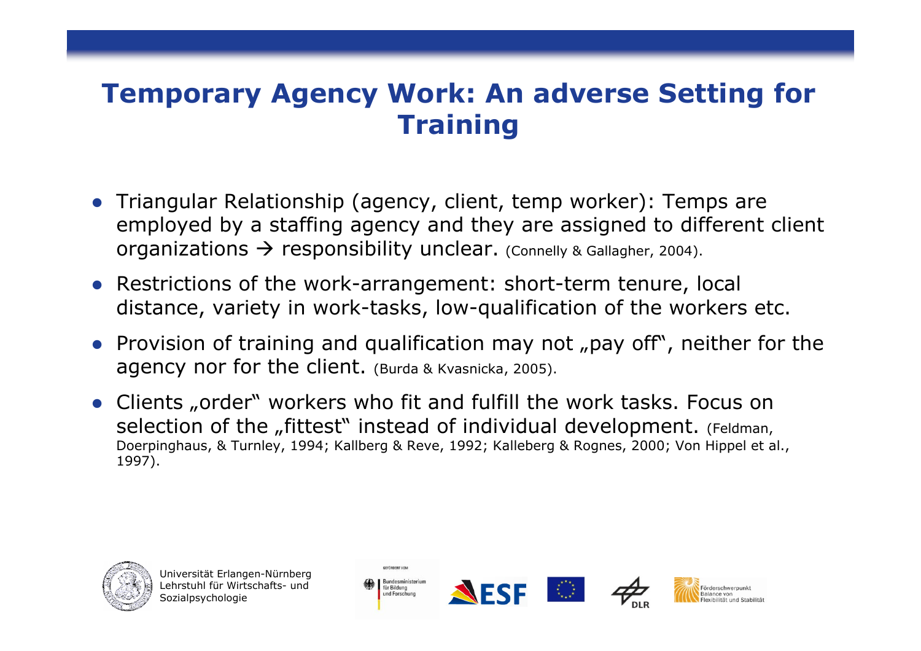# Temporary Agency Work: An adverse Setting for Training

- Triangular Relationship (agency, client, temp worker): Temps are employed by a staffing agency and they are assigned to different client organizations → responsibility unclear. (Connelly & Gallagher, 2004).
- Restrictions of the work-arrangement: short-term tenure, local distance, variety in work-tasks, low-qualification of the workers etc.
- Provision of training and qualification may not „pay off", neither for the agency nor for the client. (Burda & Kvasnicka, 2005).
- Clients „order" workers who fit and fulfill the work tasks. Focus on selection of the „fittest" instead of individual development. (Feldman, Doerpinghaus, & Turnley, 1994; Kallberg & Reve, 1992; Kalleberg & Rognes, 2000; Von Hippel et al., 1997).

Universität Erlangen-Nürnberg
Lehrstuhl für Wirtschafts- und Sozialpsychologie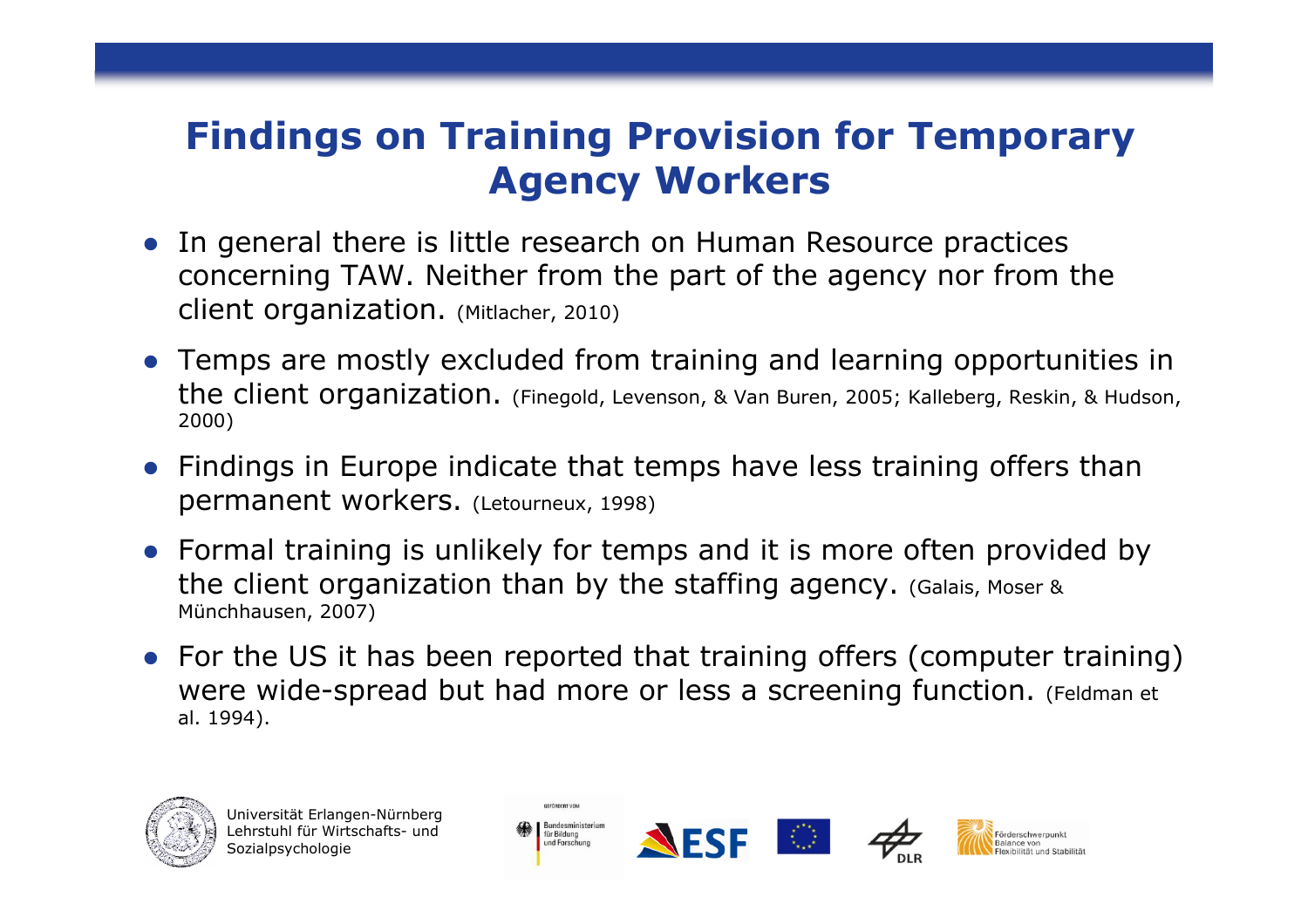# Findings on Training Provision for Temporary Agency Workers

- In general there is little research on Human Resource practices concerning TAW. Neither from the part of the agency nor from the client organization. (Mitlacher, 2010)
- Temps are mostly excluded from training and learning opportunities in the client organization. (Finegold, Levenson, & Van Buren, 2005; Kalleberg, Reskin, & Hudson, 2000)
- Findings in Europe indicate that temps have less training offers than permanent workers. (Letourneux, 1998)
- Formal training is unlikely for temps and it is more often provided by the client organization than by the staffing agency. (Galais, Moser & Münchhausen, 2007)
- For the US it has been reported that training offers (computer training) were wide-spread but had more or less a screening function. (Feldman et al. 1994).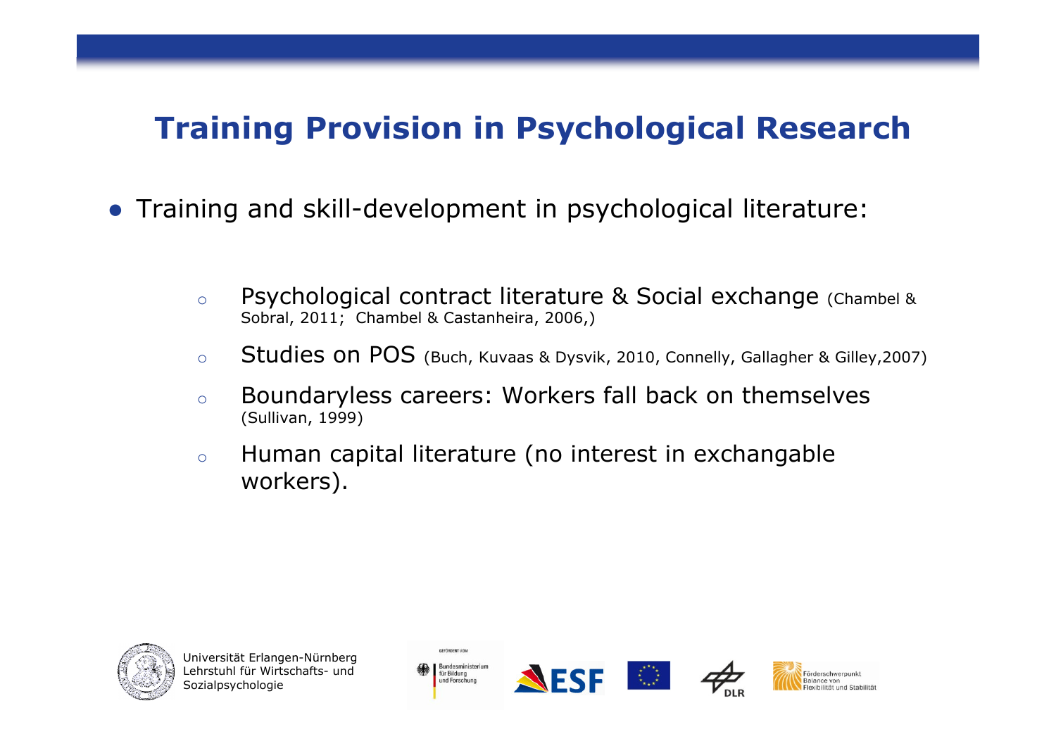# Training Provision in Psychological Research

- Training and skill-development in psychological literature:
  - Psychological contract literature & Social exchange (Chambel & Sobral, 2011; Chambel & Castanheira, 2006,)
  - Studies on POS (Buch, Kuvaas & Dysvik, 2010, Connelly, Gallagher & Gilley,2007)
  - Boundaryless careers: Workers fall back on themselves (Sullivan, 1999)
  - Human capital literature (no interest in exchangable workers).

Universität Erlangen-Nürnberg
Lehrstuhl für Wirtschafts- und Sozialpsychologie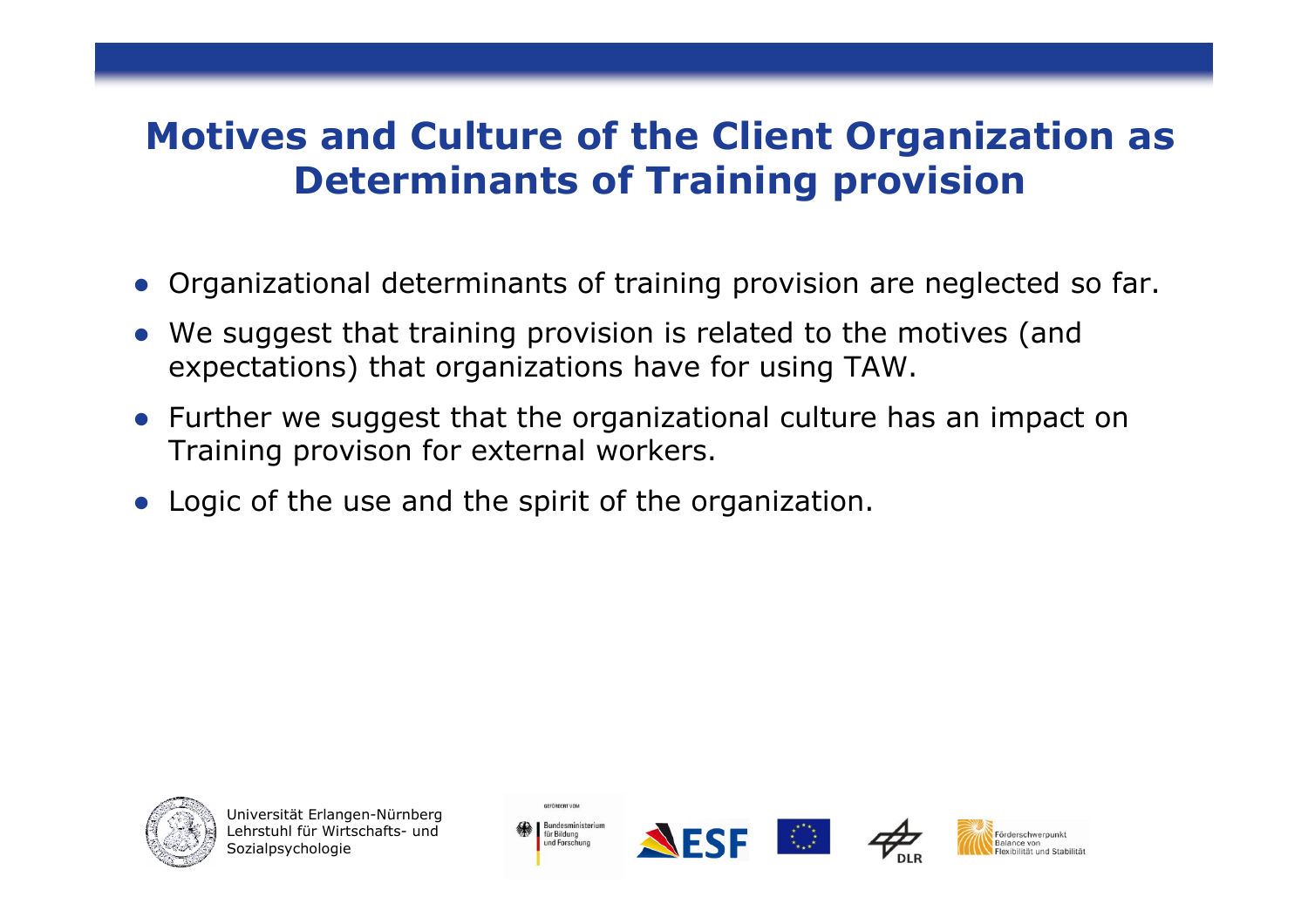# Motives and Culture of the Client Organization as Determinants of Training provision

- Organizational determinants of training provision are neglected so far.
- We suggest that training provision is related to the motives (and expectations) that organizations have for using TAW.
- Further we suggest that the organizational culture has an impact on Training provison for external workers.
- Logic of the use and the spirit of the organization.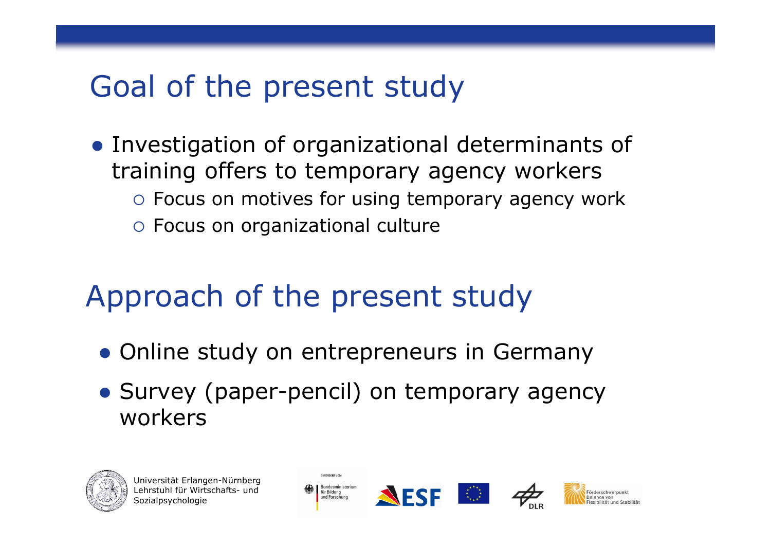# Goal of the present study

- Investigation of organizational determinants of training offers to temporary agency workers
  - Focus on motives for using temporary agency work
  - Focus on organizational culture

# Approach of the present study

- Online study on entrepreneurs in Germany
- Survey (paper-pencil) on temporary agency workers

Universität Erlangen-Nürnberg
Lehrstuhl für Wirtschafts- und Sozialpsychologie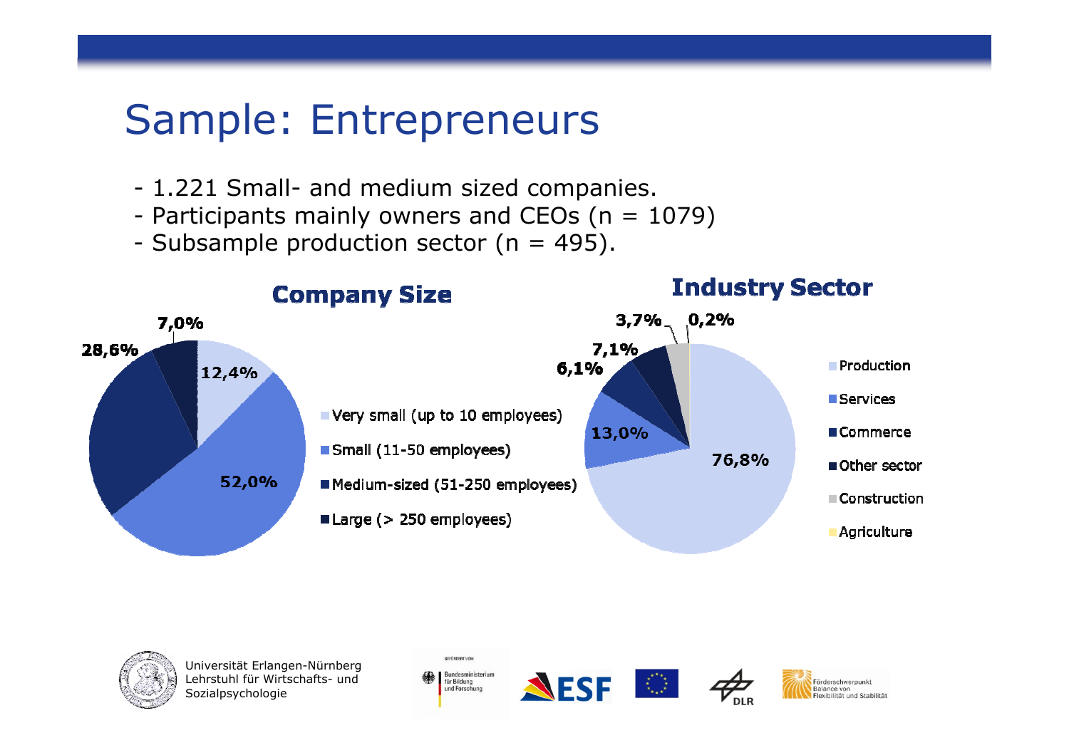# Sample: Entrepreneurs

- 1.221 Small- and medium sized companies.
- Participants mainly owners and CEOs (n = 1079)
- Subsample production sector (n = 495).

## Company Size

- Very small (up to 10 employees): 12,4%
- Small (11-50 employees): 52,0%
- Medium-sized (51-250 employees): 28,6%
- Large (> 250 employees): 7,0%

## Industry Sector

- Production: 76,8%
- Services: 13,0%
- Commerce: 6,1%
- Other sector: 7,1%
- Construction: 3,7%
- Agriculture: 0,2%

Universität Erlangen-Nürnberg
Lehrstuhl für Wirtschafts- und Sozialpsychologie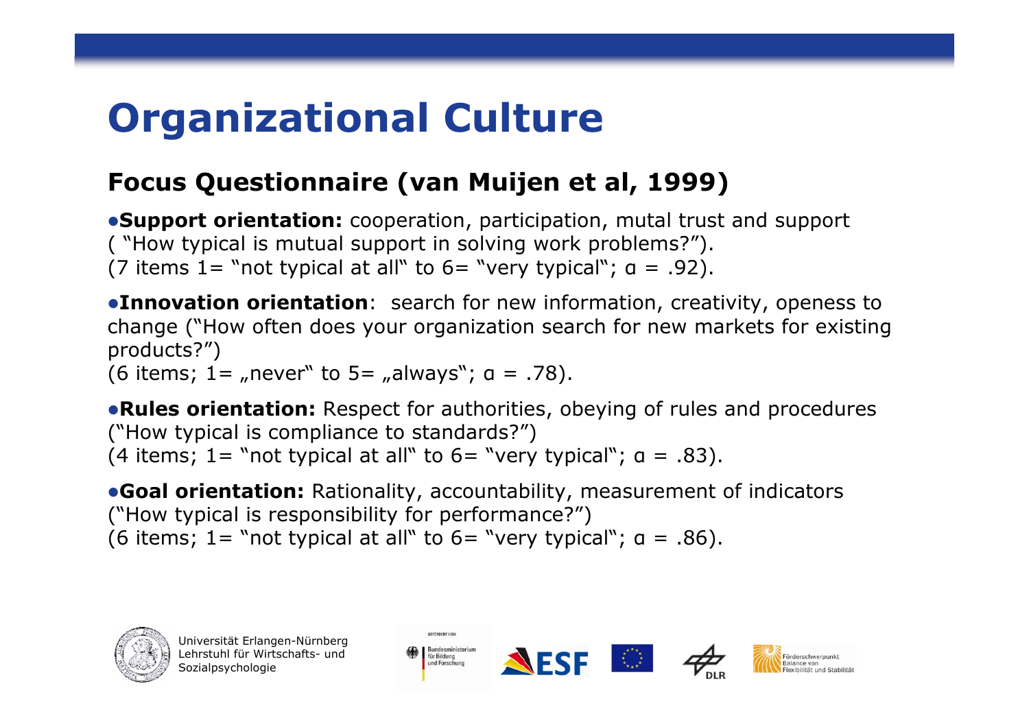# Organizational Culture

## Focus Questionnaire (van Muijen et al, 1999)

- **Support orientation:** cooperation, participation, mutal trust and support ( "How typical is mutual support in solving work problems?"). (7 items 1= "not typical at all" to 6= "very typical"; α = .92).

- **Innovation orientation**: search for new information, creativity, openess to change ("How often does your organization search for new markets for existing products?") (6 items; 1= „never" to 5= „always"; α = .78).

- **Rules orientation:** Respect for authorities, obeying of rules and procedures ("How typical is compliance to standards?") (4 items; 1= "not typical at all" to 6= "very typical"; α = .83).

- **Goal orientation:** Rationality, accountability, measurement of indicators ("How typical is responsibility for performance?") (6 items; 1= "not typical at all" to 6= "very typical"; α = .86).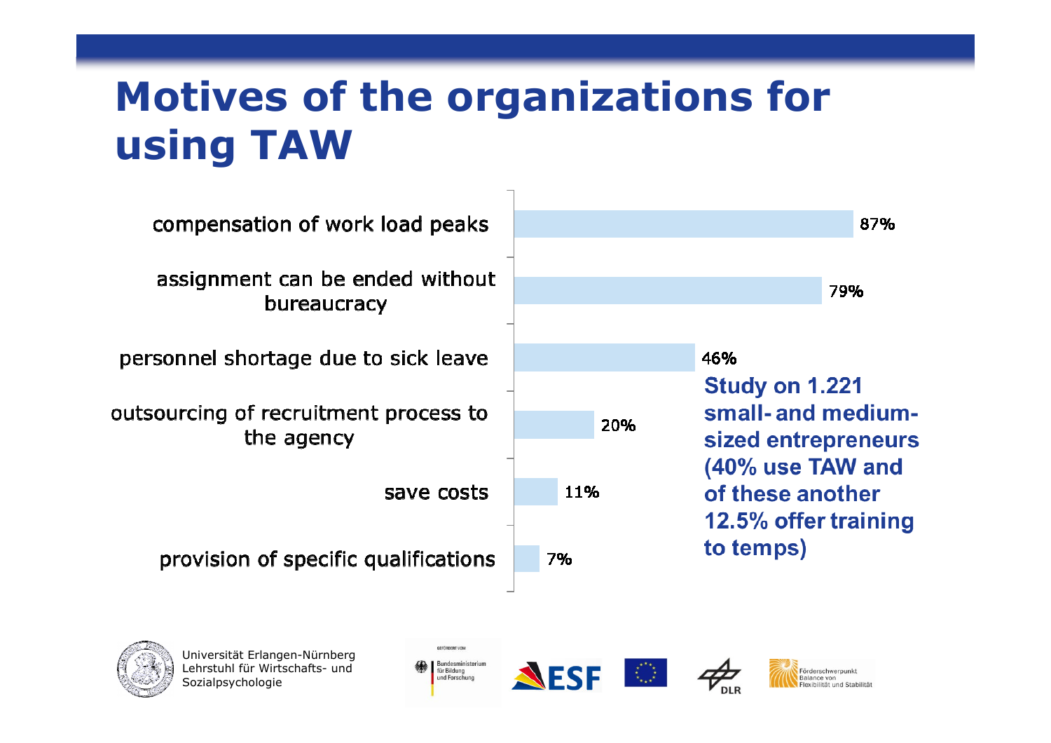# Motives of the organizations for using TAW

| Motive | % |
| --- | --- |
| compensation of work load peaks | 87% |
| assignment can be ended without bureaucracy | 79% |
| personnel shortage due to sick leave | 46% |
| outsourcing of recruitment process to the agency | 20% |
| save costs | 11% |
| provision of specific qualifications | 7% |

**Study on 1.221 small- and medium-sized entrepreneurs (40% use TAW and of these another 12.5% offer training to temps)**

Universität Erlangen-Nürnberg
Lehrstuhl für Wirtschafts- und Sozialpsychologie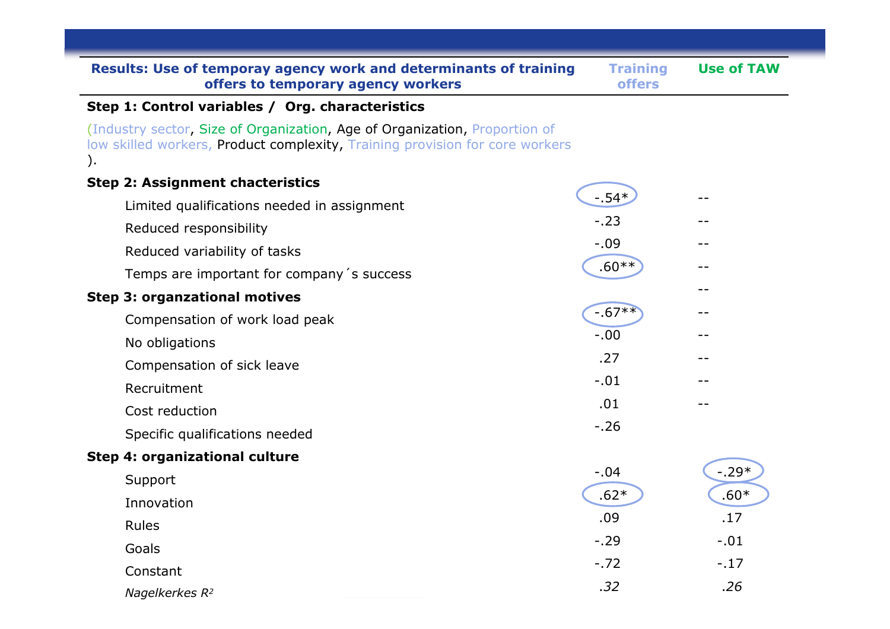| Results: Use of temporay agency work and determinants of training offers to temporary agency workers | Training offers | Use of TAW |
|---|---|---|
| **Step 1: Control variables / Org. characteristics** | | |
| (Industry sector, Size of Organization, Age of Organization, Proportion of low skilled workers, Product complexity, Training provision for core workers ). | | |
| **Step 2: Assignment chacteristics** | | |
| Limited qualifications needed in assignment | -.54* | -- |
| Reduced responsibility | -.23 | -- |
| Reduced variability of tasks | -.09 | -- |
| Temps are important for company´s success | .60** | -- |
| **Step 3: organzational motives** | | -- |
| Compensation of work load peak | -.67** | -- |
| No obligations | -.00 | -- |
| Compensation of sick leave | .27 | -- |
| Recruitment | -.01 | -- |
| Cost reduction | .01 | -- |
| Specific qualifications needed | -.26 | |
| **Step 4: organizational culture** | | |
| Support | -.04 | -.29* |
| Innovation | .62* | .60* |
| Rules | .09 | .17 |
| Goals | -.29 | -.01 |
| Constant | -.72 | -.17 |
| *Nagelkerkes $R^2$* | *.32* | *.26* |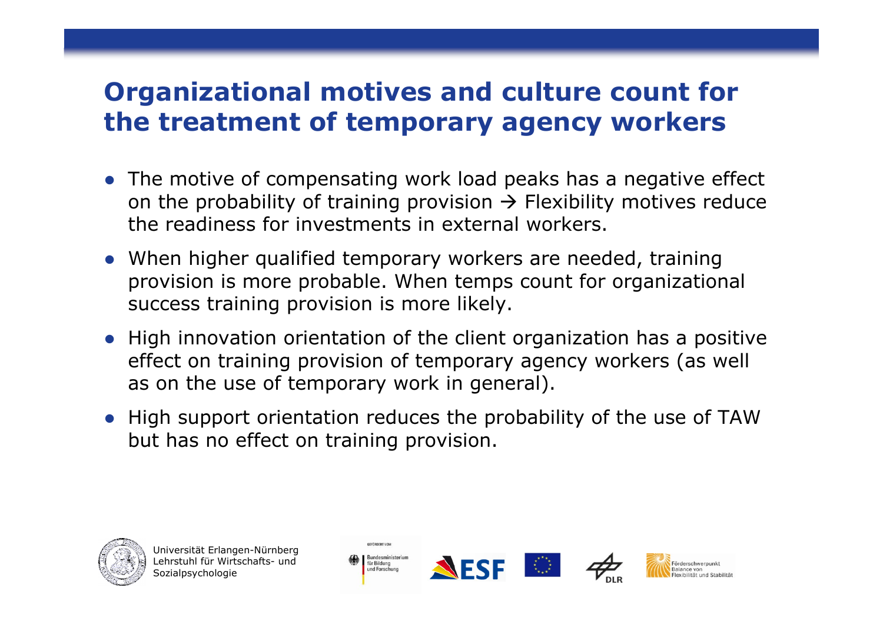# Organizational motives and culture count for the treatment of temporary agency workers

- The motive of compensating work load peaks has a negative effect on the probability of training provision → Flexibility motives reduce the readiness for investments in external workers.
- When higher qualified temporary workers are needed, training provision is more probable. When temps count for organizational success training provision is more likely.
- High innovation orientation of the client organization has a positive effect on training provision of temporary agency workers (as well as on the use of temporary work in general).
- High support orientation reduces the probability of the use of TAW but has no effect on training provision.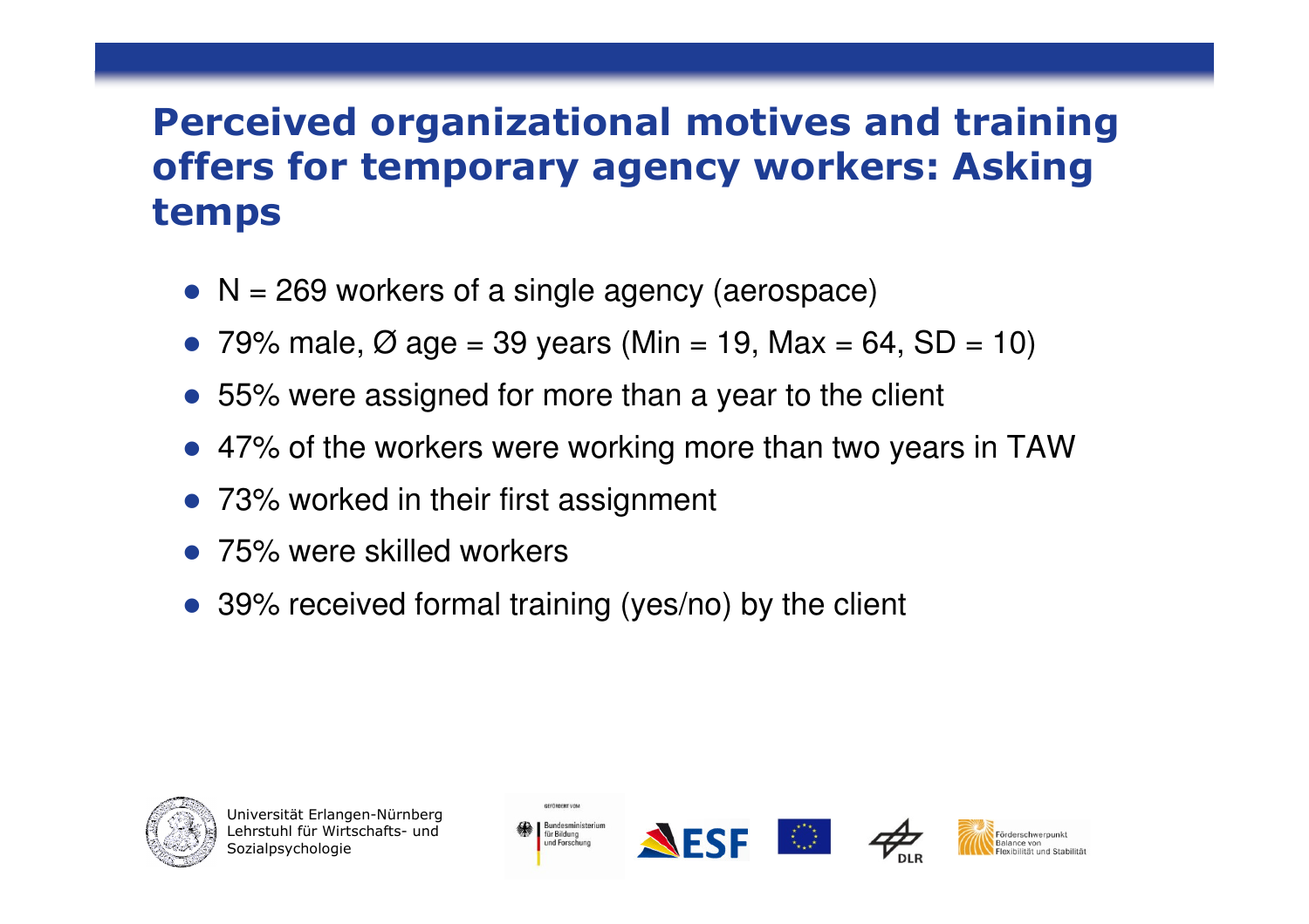# Perceived organizational motives and training offers for temporary agency workers: Asking temps

- N = 269 workers of a single agency (aerospace)
- 79% male, Ø age = 39 years (Min = 19, Max = 64, SD = 10)
- 55% were assigned for more than a year to the client
- 47% of the workers were working more than two years in TAW
- 73% worked in their first assignment
- 75% were skilled workers
- 39% received formal training (yes/no) by the client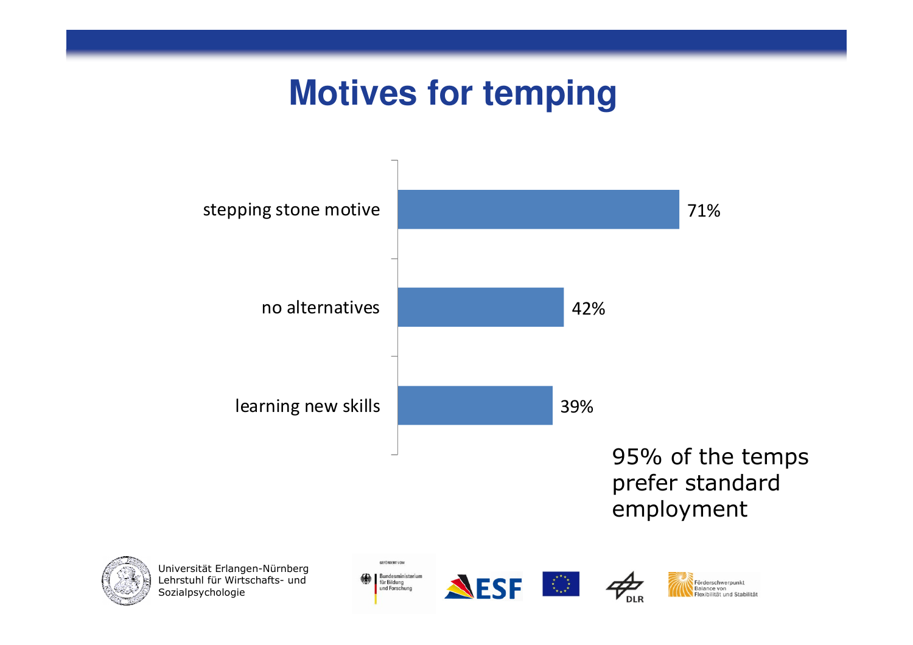# Motives for temping

| Motive | Percentage |
|---|---|
| stepping stone motive | 71% |
| no alternatives | 42% |
| learning new skills | 39% |

95% of the temps prefer standard employment

Universität Erlangen-Nürnberg
Lehrstuhl für Wirtschafts- und Sozialpsychologie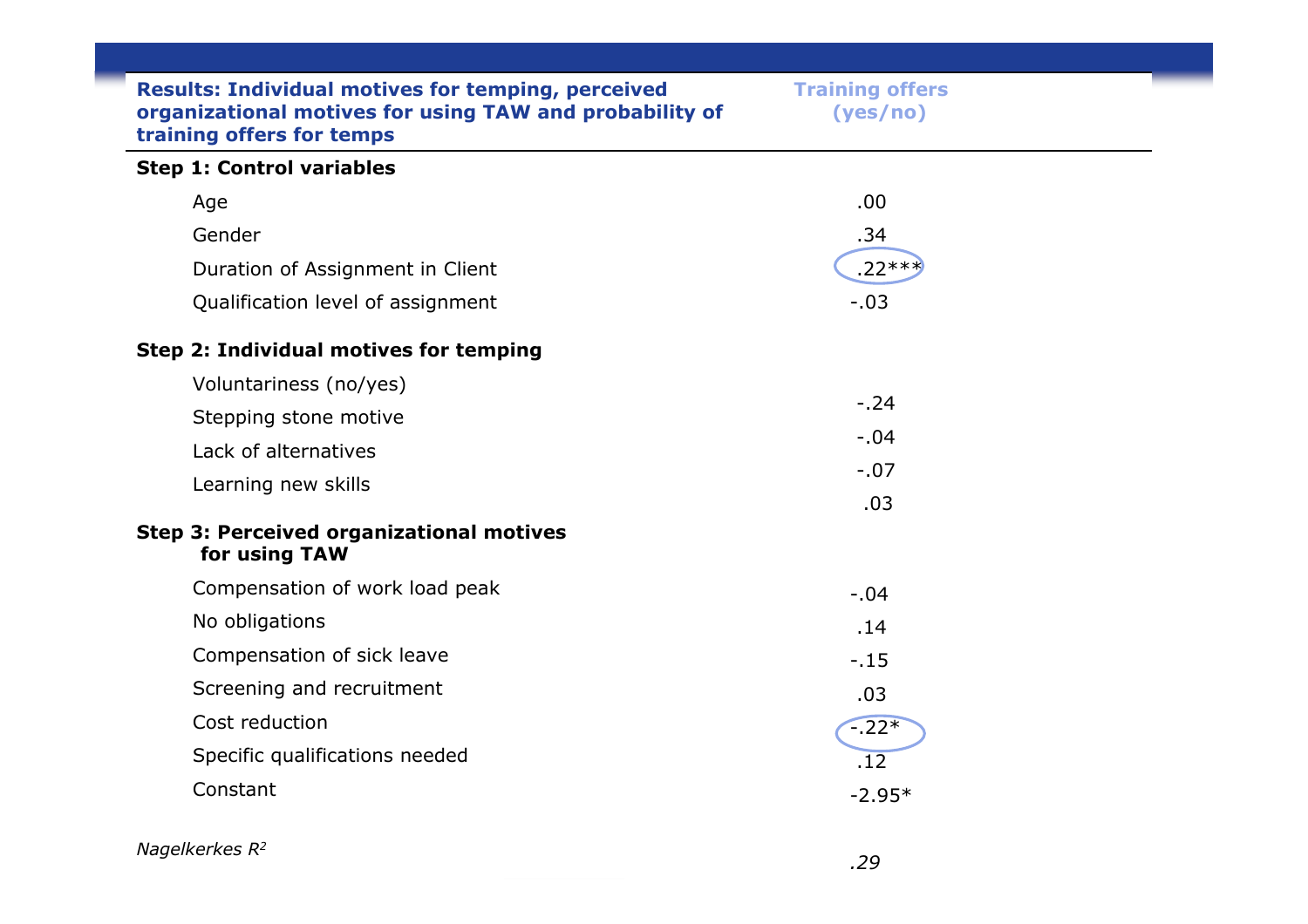| Results: Individual motives for temping, perceived organizational motives for using TAW and probability of training offers for temps | Training offers (yes/no) |
|---|---|
| **Step 1: Control variables** | |
| Age | .00 |
| Gender | .34 |
| Duration of Assignment in Client | .22*** |
| Qualification level of assignment | -.03 |
| **Step 2: Individual motives for temping** | |
| Voluntariness (no/yes) | -.24 |
| Stepping stone motive | -.04 |
| Lack of alternatives | -.07 |
| Learning new skills | .03 |
| **Step 3: Perceived organizational motives for using TAW** | |
| Compensation of work load peak | -.04 |
| No obligations | .14 |
| Compensation of sick leave | -.15 |
| Screening and recruitment | .03 |
| Cost reduction | -.22* |
| Specific qualifications needed | .12 |
| Constant | -2.95* |
| *Nagelkerkes $R^2$* | *.29* |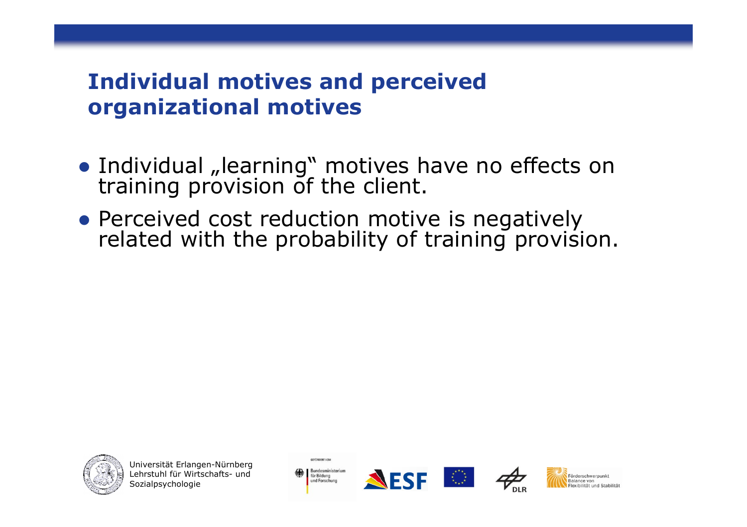## Individual motives and perceived organizational motives

- Individual „learning“ motives have no effects on training provision of the client.
- Perceived cost reduction motive is negatively related with the probability of training provision.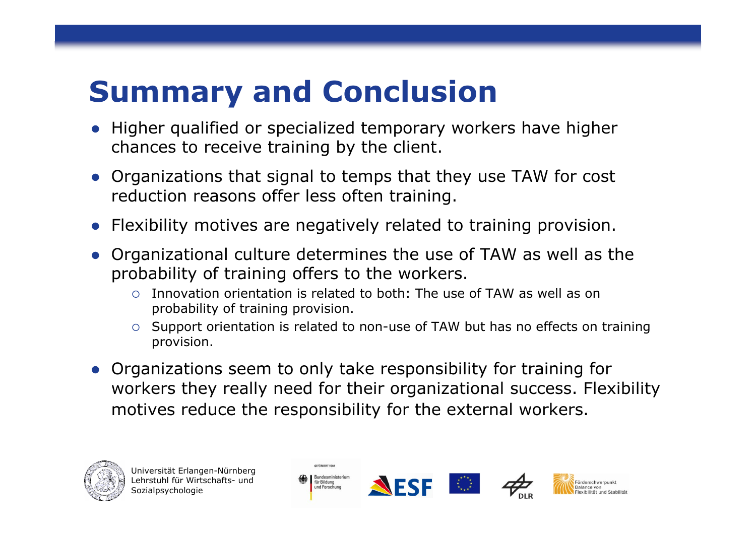# Summary and Conclusion

- Higher qualified or specialized temporary workers have higher chances to receive training by the client.
- Organizations that signal to temps that they use TAW for cost reduction reasons offer less often training.
- Flexibility motives are negatively related to training provision.
- Organizational culture determines the use of TAW as well as the probability of training offers to the workers.
  - Innovation orientation is related to both: The use of TAW as well as on probability of training provision.
  - Support orientation is related to non-use of TAW but has no effects on training provision.
- Organizations seem to only take responsibility for training for workers they really need for their organizational success. Flexibility motives reduce the responsibility for the external workers.

Universität Erlangen-Nürnberg
Lehrstuhl für Wirtschafts- und Sozialpsychologie

GEFÖRDERT VOM Bundesministerium für Bildung und Forschung

ESF

DLR

Förderschwerpunkt Balance von Flexibilität und Stabilität